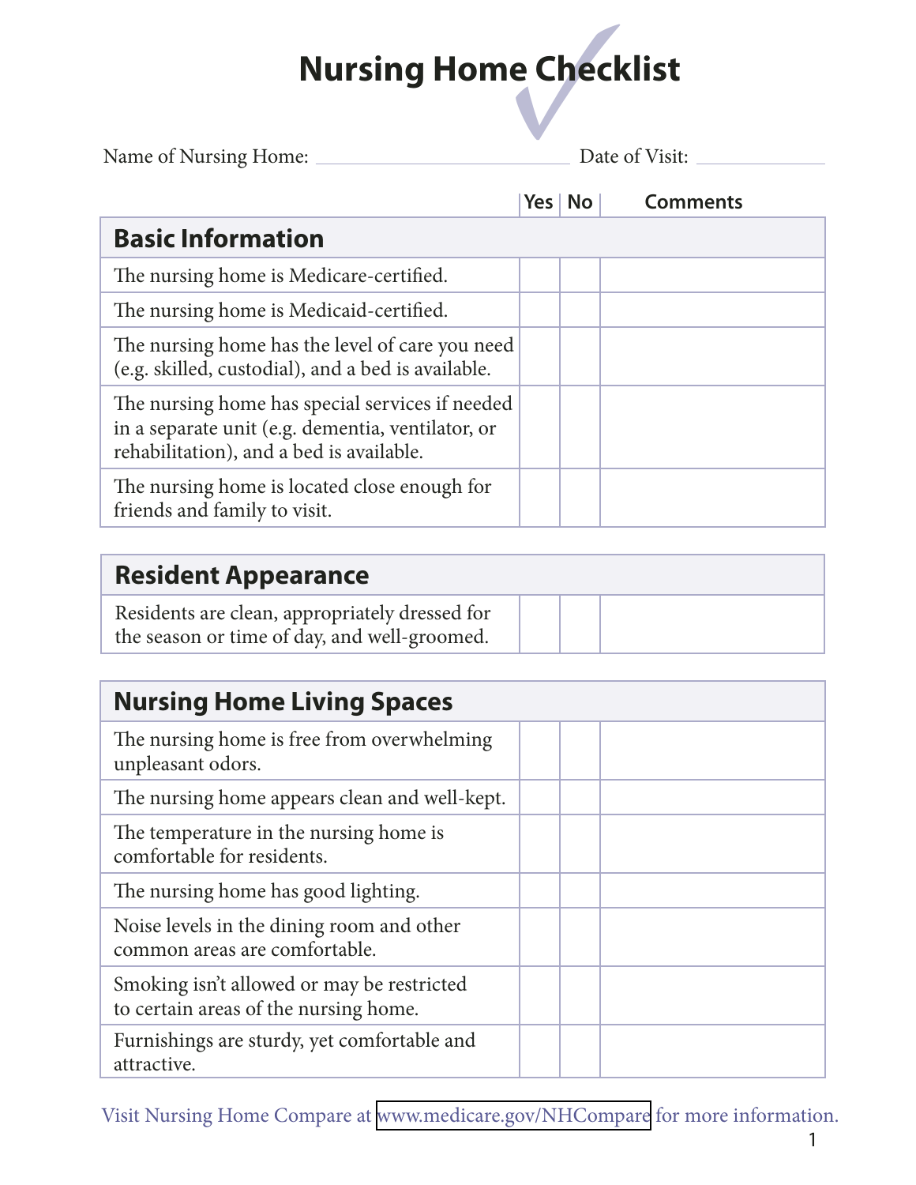# Nursing Home Checklist

Name of Nursing Home: ______________________ Date of Visit: ____________

| | Yes | No | Comments |
|---|---|---|---|
| **Basic Information** | | | |
| The nursing home is Medicare-certified. | | | |
| The nursing home is Medicaid-certified. | | | |
| The nursing home has the level of care you need (e.g. skilled, custodial), and a bed is available. | | | |
| The nursing home has special services if needed in a separate unit (e.g. dementia, ventilator, or rehabilitation), and a bed is available. | | | |
| The nursing home is located close enough for friends and family to visit. | | | |

| | Yes | No | Comments |
|---|---|---|---|
| **Resident Appearance** | | | |
| Residents are clean, appropriately dressed for the season or time of day, and well-groomed. | | | |

| | Yes | No | Comments |
|---|---|---|---|
| **Nursing Home Living Spaces** | | | |
| The nursing home is free from overwhelming unpleasant odors. | | | |
| The nursing home appears clean and well-kept. | | | |
| The temperature in the nursing home is comfortable for residents. | | | |
| The nursing home has good lighting. | | | |
| Noise levels in the dining room and other common areas are comfortable. | | | |
| Smoking isn't allowed or may be restricted to certain areas of the nursing home. | | | |
| Furnishings are sturdy, yet comfortable and attractive. | | | |

Visit Nursing Home Compare at www.medicare.gov/NHCompare for more information.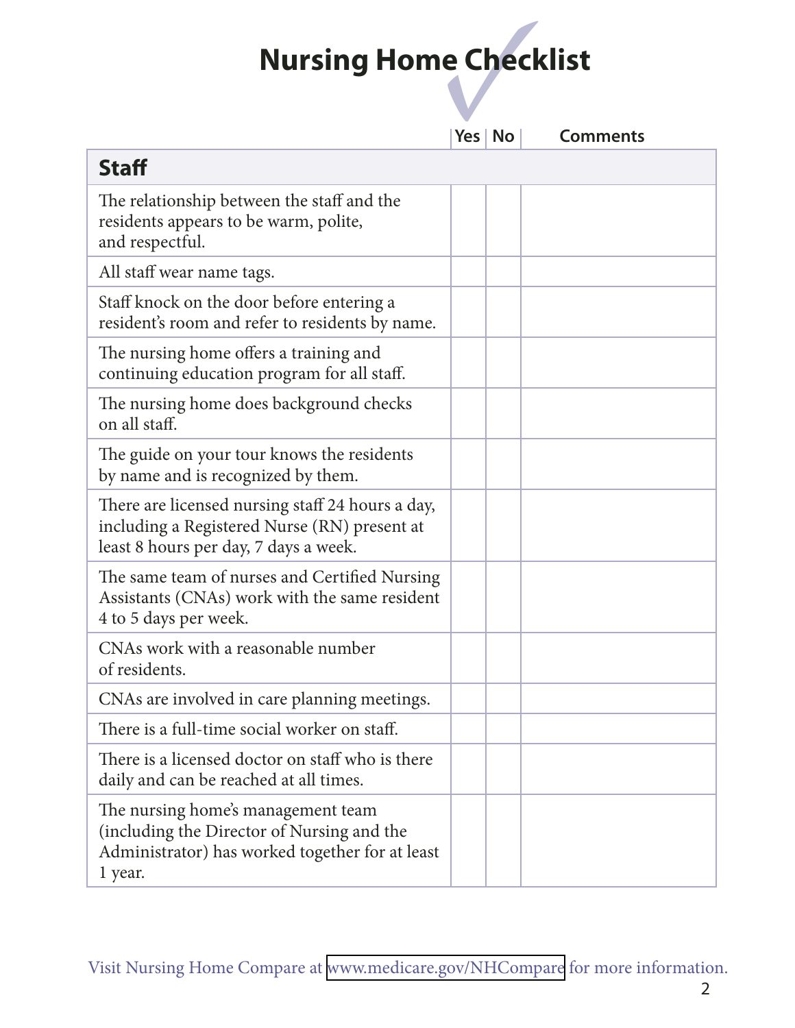# Nursing Home Checklist

| | Yes | No | Comments |
|---|---|---|---|
| **Staff** | | | |
| The relationship between the staff and the residents appears to be warm, polite, and respectful. | | | |
| All staff wear name tags. | | | |
| Staff knock on the door before entering a resident's room and refer to residents by name. | | | |
| The nursing home offers a training and continuing education program for all staff. | | | |
| The nursing home does background checks on all staff. | | | |
| The guide on your tour knows the residents by name and is recognized by them. | | | |
| There are licensed nursing staff 24 hours a day, including a Registered Nurse (RN) present at least 8 hours per day, 7 days a week. | | | |
| The same team of nurses and Certified Nursing Assistants (CNAs) work with the same resident 4 to 5 days per week. | | | |
| CNAs work with a reasonable number of residents. | | | |
| CNAs are involved in care planning meetings. | | | |
| There is a full-time social worker on staff. | | | |
| There is a licensed doctor on staff who is there daily and can be reached at all times. | | | |
| The nursing home's management team (including the Director of Nursing and the Administrator) has worked together for at least 1 year. | | | |

Visit Nursing Home Compare at www.medicare.gov/NHCompare for more information.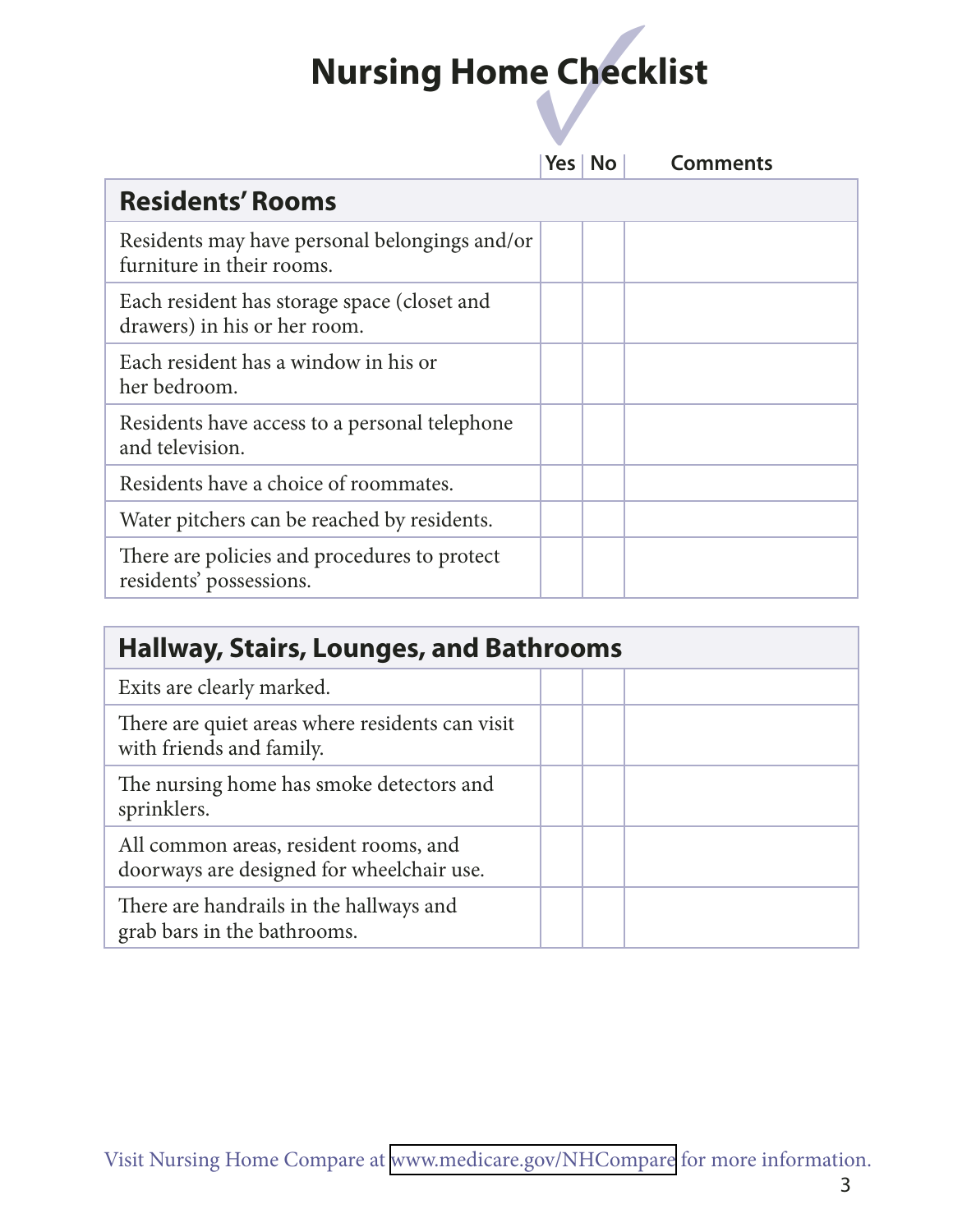# Nursing Home Checklist

| | Yes | No | Comments |
|---|---|---|---|
| **Residents' Rooms** | | | |
| Residents may have personal belongings and/or furniture in their rooms. | | | |
| Each resident has storage space (closet and drawers) in his or her room. | | | |
| Each resident has a window in his or her bedroom. | | | |
| Residents have access to a personal telephone and television. | | | |
| Residents have a choice of roommates. | | | |
| Water pitchers can be reached by residents. | | | |
| There are policies and procedures to protect residents' possessions. | | | |

| | Yes | No | Comments |
|---|---|---|---|
| **Hallway, Stairs, Lounges, and Bathrooms** | | | |
| Exits are clearly marked. | | | |
| There are quiet areas where residents can visit with friends and family. | | | |
| The nursing home has smoke detectors and sprinklers. | | | |
| All common areas, resident rooms, and doorways are designed for wheelchair use. | | | |
| There are handrails in the hallways and grab bars in the bathrooms. | | | |

Visit Nursing Home Compare at www.medicare.gov/NHCompare for more information.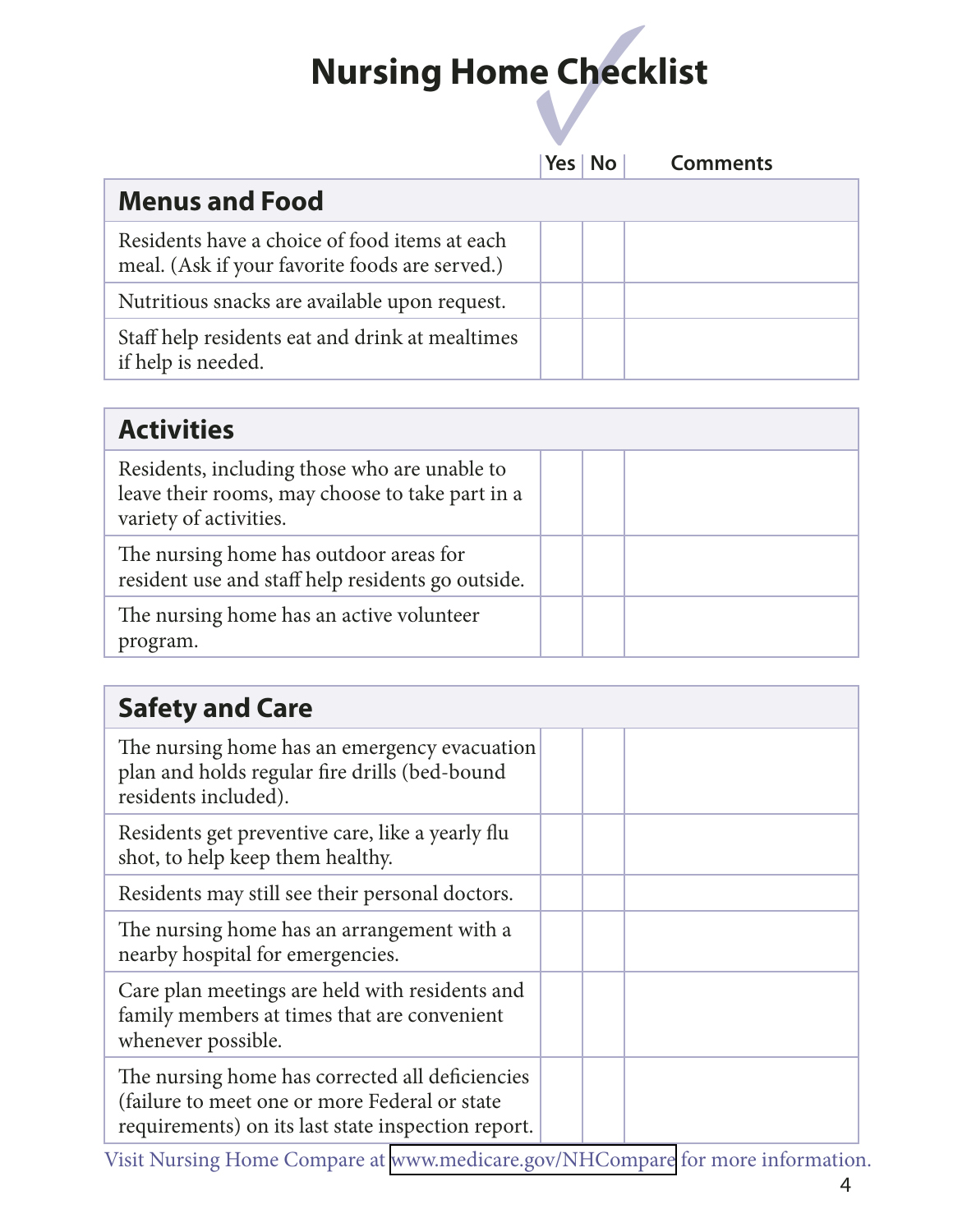# Nursing Home Checklist

| | Yes | No | Comments |
|---|---|---|---|
| **Menus and Food** | | | |
| Residents have a choice of food items at each meal. (Ask if your favorite foods are served.) | | | |
| Nutritious snacks are available upon request. | | | |
| Staff help residents eat and drink at mealtimes if help is needed. | | | |

| | Yes | No | Comments |
|---|---|---|---|
| **Activities** | | | |
| Residents, including those who are unable to leave their rooms, may choose to take part in a variety of activities. | | | |
| The nursing home has outdoor areas for resident use and staff help residents go outside. | | | |
| The nursing home has an active volunteer program. | | | |

| | Yes | No | Comments |
|---|---|---|---|
| **Safety and Care** | | | |
| The nursing home has an emergency evacuation plan and holds regular fire drills (bed-bound residents included). | | | |
| Residents get preventive care, like a yearly flu shot, to help keep them healthy. | | | |
| Residents may still see their personal doctors. | | | |
| The nursing home has an arrangement with a nearby hospital for emergencies. | | | |
| Care plan meetings are held with residents and family members at times that are convenient whenever possible. | | | |
| The nursing home has corrected all deficiencies (failure to meet one or more Federal or state requirements) on its last state inspection report. | | | |

Visit Nursing Home Compare at www.medicare.gov/NHCompare for more information.